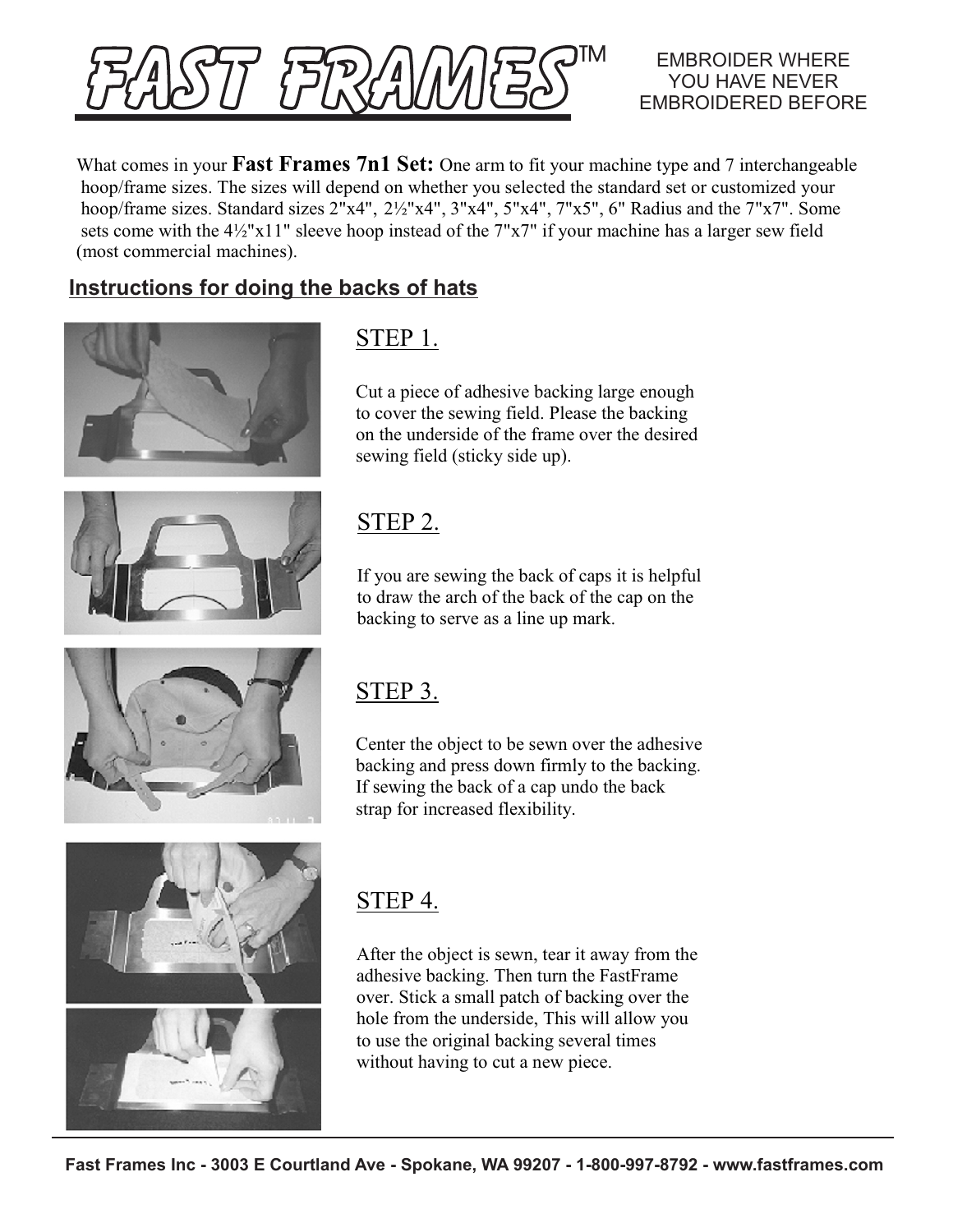# FAST FRAMES™

EMBROIDER WHERE YOU HAVE NEVER EMBROIDERED BEFORE

What comes in your **Fast Frames 7n1 Set:** One arm to fit your machine type and 7 interchangeable hoop/frame sizes. The sizes will depend on whether you selected the standard set or customized your hoop/frame sizes. Standard sizes 2"x4", 2½"x4", 3"x4", 5"x4", 7"x5", 6" Radius and the 7"x7". Some sets come with the 4½"x11" sleeve hoop instead of the 7"x7" if your machine has a larger sew field (most commercial machines).

## Instructions for doing the backs of hats

### STEP 1.

Cut a piece of adhesive backing large enough to cover the sewing field. Please the backing on the underside of the frame over the desired sewing field (sticky side up).

### STEP 2.

If you are sewing the back of caps it is helpful to draw the arch of the back of the cap on the backing to serve as a line up mark.

### STEP 3.

Center the object to be sewn over the adhesive backing and press down firmly to the backing. If sewing the back of a cap undo the back strap for increased flexibility.

### STEP 4.

After the object is sewn, tear it away from the adhesive backing. Then turn the FastFrame over. Stick a small patch of backing over the hole from the underside, This will allow you to use the original backing several times without having to cut a new piece.

Fast Frames Inc - 3003 E Courtland Ave - Spokane, WA 99207 - 1-800-997-8792 - www.fastframes.com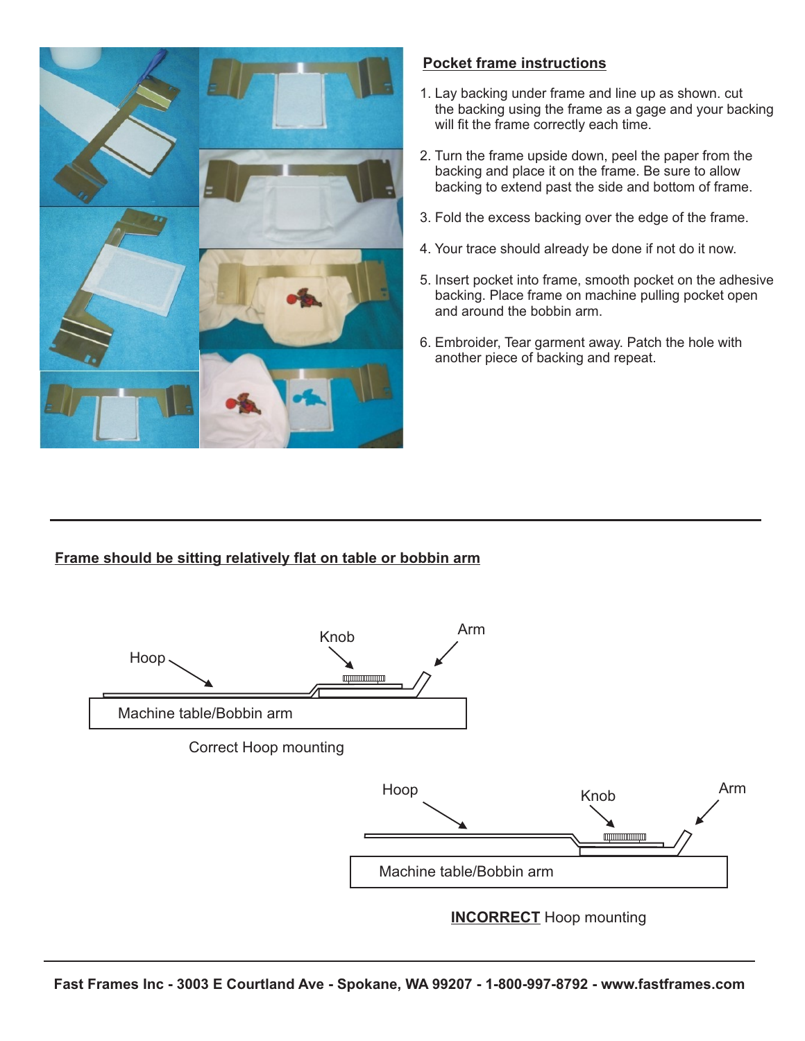## Pocket frame instructions

1. Lay backing under frame and line up as shown. cut the backing using the frame as a gage and your backing will fit the frame correctly each time.

2. Turn the frame upside down, peel the paper from the backing and place it on the frame. Be sure to allow backing to extend past the side and bottom of frame.

3. Fold the excess backing over the edge of the frame.

4. Your trace should already be done if not do it now.

5. Insert pocket into frame, smooth pocket on the adhesive backing. Place frame on machine pulling pocket open and around the bobbin arm.

6. Embroider, Tear garment away. Patch the hole with another piece of backing and repeat.

---

**Frame should be sitting relatively flat on table or bobbin arm**

Hoop

Knob

Arm

Machine table/Bobbin arm

Correct Hoop mounting

Hoop

Knob

Arm

Machine table/Bobbin arm

**INCORRECT** Hoop mounting

---

**Fast Frames Inc - 3003 E Courtland Ave - Spokane, WA 99207 - 1-800-997-8792 - www.fastframes.com**